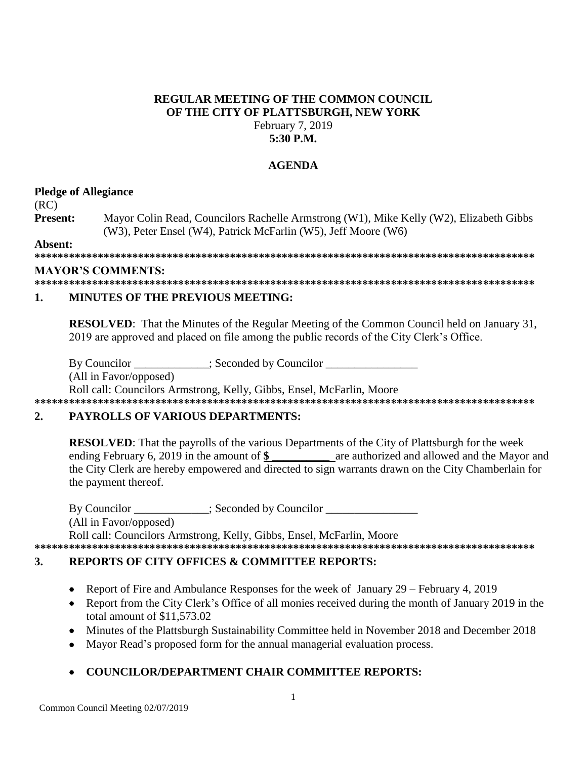**REGULAR MEETING OF THE COMMON COUNCIL**
**OF THE CITY OF PLATTSBURGH, NEW YORK**
February 7, 2019
**5:30 P.M.**

**AGENDA**

**Pledge of Allegiance**
(RC)
**Present:** Mayor Colin Read, Councilors Rachelle Armstrong (W1), Mike Kelly (W2), Elizabeth Gibbs (W3), Peter Ensel (W4), Patrick McFarlin (W5), Jeff Moore (W6)
**Absent:**
**************************************************************************************
**MAYOR'S COMMENTS:**
**************************************************************************************

## 1. MINUTES OF THE PREVIOUS MEETING:

**RESOLVED**: That the Minutes of the Regular Meeting of the Common Council held on January 31, 2019 are approved and placed on file among the public records of the City Clerk's Office.

By Councilor _____________; Seconded by Councilor ________________
(All in Favor/opposed)
Roll call: Councilors Armstrong, Kelly, Gibbs, Ensel, McFarlin, Moore
**************************************************************************************

## 2. PAYROLLS OF VARIOUS DEPARTMENTS:

**RESOLVED**: That the payrolls of the various Departments of the City of Plattsburgh for the week ending February 6, 2019 in the amount of **$ __________** are authorized and allowed and the Mayor and the City Clerk are hereby empowered and directed to sign warrants drawn on the City Chamberlain for the payment thereof.

By Councilor _____________; Seconded by Councilor ________________
(All in Favor/opposed)
Roll call: Councilors Armstrong, Kelly, Gibbs, Ensel, McFarlin, Moore
**************************************************************************************

## 3. REPORTS OF CITY OFFICES & COMMITTEE REPORTS:

- Report of Fire and Ambulance Responses for the week of January 29 – February 4, 2019
- Report from the City Clerk's Office of all monies received during the month of January 2019 in the total amount of $11,573.02
- Minutes of the Plattsburgh Sustainability Committee held in November 2018 and December 2018
- Mayor Read's proposed form for the annual managerial evaluation process.

- **COUNCILOR/DEPARTMENT CHAIR COMMITTEE REPORTS:**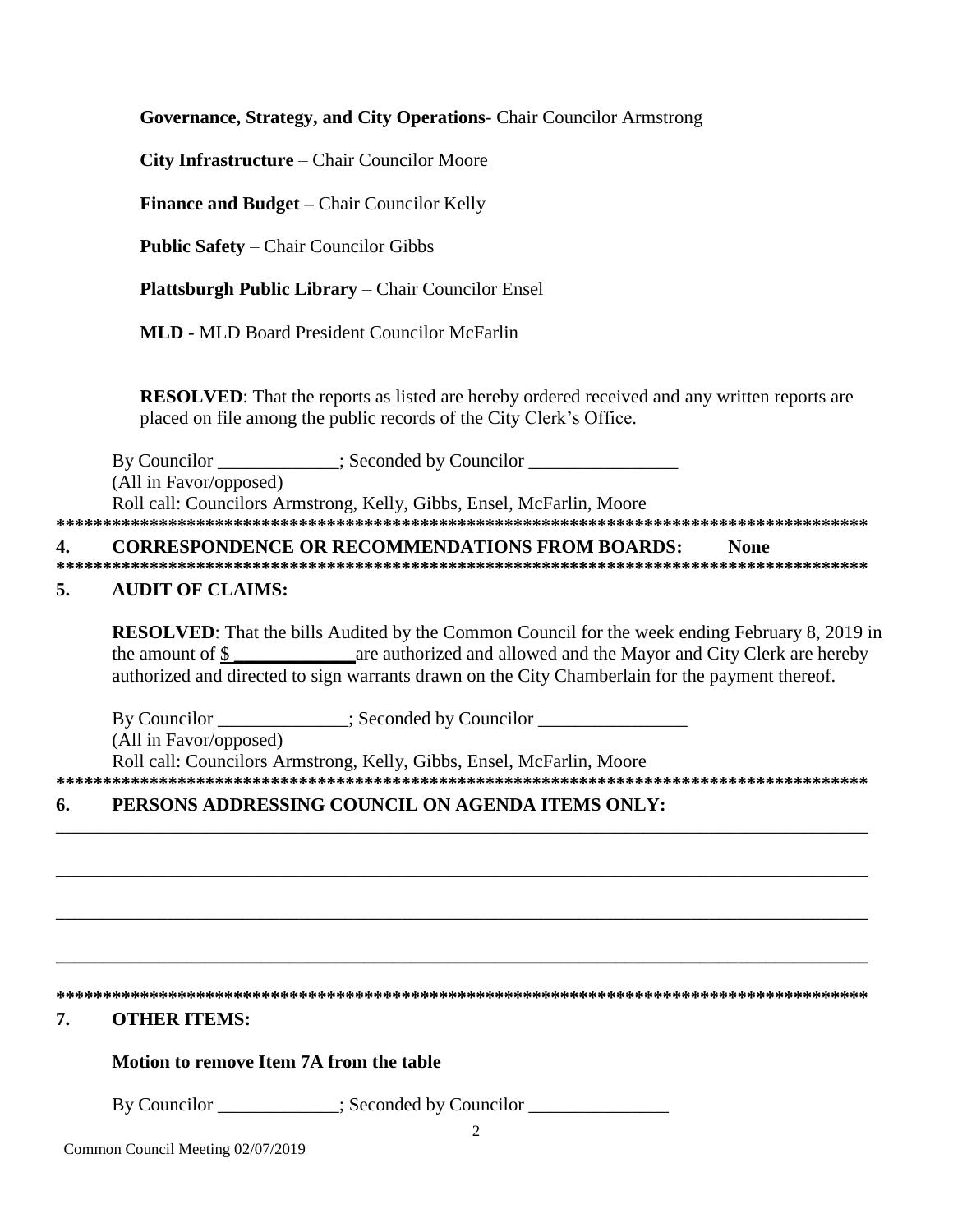**Governance, Strategy, and City Operations**- Chair Councilor Armstrong

**City Infrastructure** – Chair Councilor Moore

**Finance and Budget –** Chair Councilor Kelly

**Public Safety** – Chair Councilor Gibbs

**Plattsburgh Public Library** – Chair Councilor Ensel

**MLD -** MLD Board President Councilor McFarlin

**RESOLVED**: That the reports as listed are hereby ordered received and any written reports are placed on file among the public records of the City Clerk's Office.

By Councilor _____________; Seconded by Councilor ________________
(All in Favor/opposed)
Roll call: Councilors Armstrong, Kelly, Gibbs, Ensel, McFarlin, Moore

*******************************************************************************************

## 4. CORRESPONDENCE OR RECOMMENDATIONS FROM BOARDS: None

*******************************************************************************************

## 5. AUDIT OF CLAIMS:

**RESOLVED**: That the bills Audited by the Common Council for the week ending February 8, 2019 in the amount of $_____________ are authorized and allowed and the Mayor and City Clerk are hereby authorized and directed to sign warrants drawn on the City Chamberlain for the payment thereof.

By Councilor ______________; Seconded by Councilor ________________
(All in Favor/opposed)
Roll call: Councilors Armstrong, Kelly, Gibbs, Ensel, McFarlin, Moore

*******************************************************************************************

## 6. PERSONS ADDRESSING COUNCIL ON AGENDA ITEMS ONLY:

_____________________________________________________________________________________

_____________________________________________________________________________________

_____________________________________________________________________________________

_____________________________________________________________________________________

*******************************************************************************************

## 7. OTHER ITEMS:

**Motion to remove Item 7A from the table**

By Councilor _____________; Seconded by Councilor _______________

Common Council Meeting 02/07/2019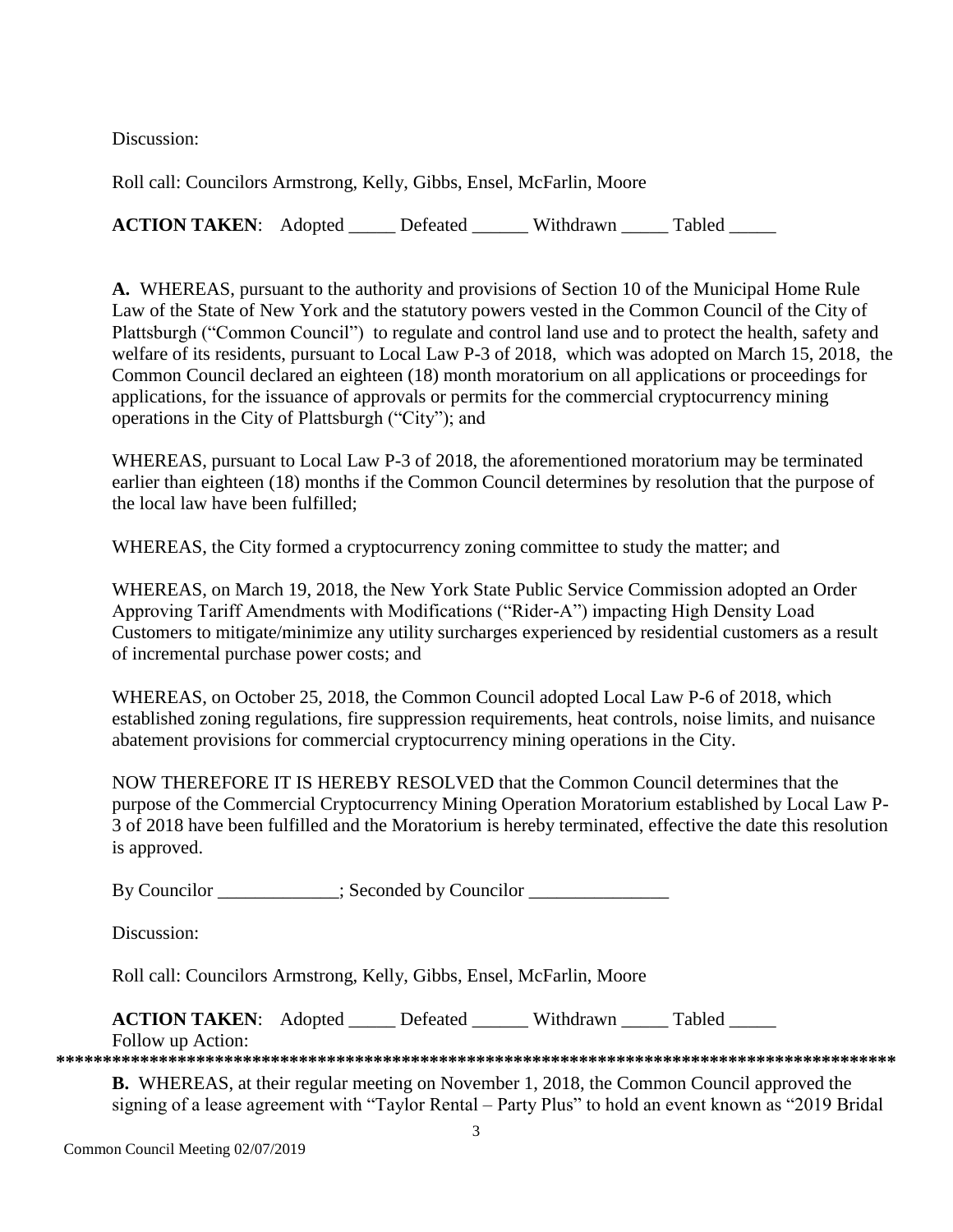Discussion:

Roll call: Councilors Armstrong, Kelly, Gibbs, Ensel, McFarlin, Moore

**ACTION TAKEN**: Adopted _____ Defeated ______ Withdrawn _____ Tabled _____

**A.** WHEREAS, pursuant to the authority and provisions of Section 10 of the Municipal Home Rule Law of the State of New York and the statutory powers vested in the Common Council of the City of Plattsburgh ("Common Council") to regulate and control land use and to protect the health, safety and welfare of its residents, pursuant to Local Law P-3 of 2018, which was adopted on March 15, 2018, the Common Council declared an eighteen (18) month moratorium on all applications or proceedings for applications, for the issuance of approvals or permits for the commercial cryptocurrency mining operations in the City of Plattsburgh ("City"); and

WHEREAS, pursuant to Local Law P-3 of 2018, the aforementioned moratorium may be terminated earlier than eighteen (18) months if the Common Council determines by resolution that the purpose of the local law have been fulfilled;

WHEREAS, the City formed a cryptocurrency zoning committee to study the matter; and

WHEREAS, on March 19, 2018, the New York State Public Service Commission adopted an Order Approving Tariff Amendments with Modifications ("Rider-A") impacting High Density Load Customers to mitigate/minimize any utility surcharges experienced by residential customers as a result of incremental purchase power costs; and

WHEREAS, on October 25, 2018, the Common Council adopted Local Law P-6 of 2018, which established zoning regulations, fire suppression requirements, heat controls, noise limits, and nuisance abatement provisions for commercial cryptocurrency mining operations in the City.

NOW THEREFORE IT IS HEREBY RESOLVED that the Common Council determines that the purpose of the Commercial Cryptocurrency Mining Operation Moratorium established by Local Law P-3 of 2018 have been fulfilled and the Moratorium is hereby terminated, effective the date this resolution is approved.

By Councilor _____________; Seconded by Councilor _______________

Discussion:

Roll call: Councilors Armstrong, Kelly, Gibbs, Ensel, McFarlin, Moore

**ACTION TAKEN**: Adopted _____ Defeated ______ Withdrawn _____ Tabled _____
Follow up Action:

*******************************************************************************************

**B.** WHEREAS, at their regular meeting on November 1, 2018, the Common Council approved the signing of a lease agreement with "Taylor Rental – Party Plus" to hold an event known as "2019 Bridal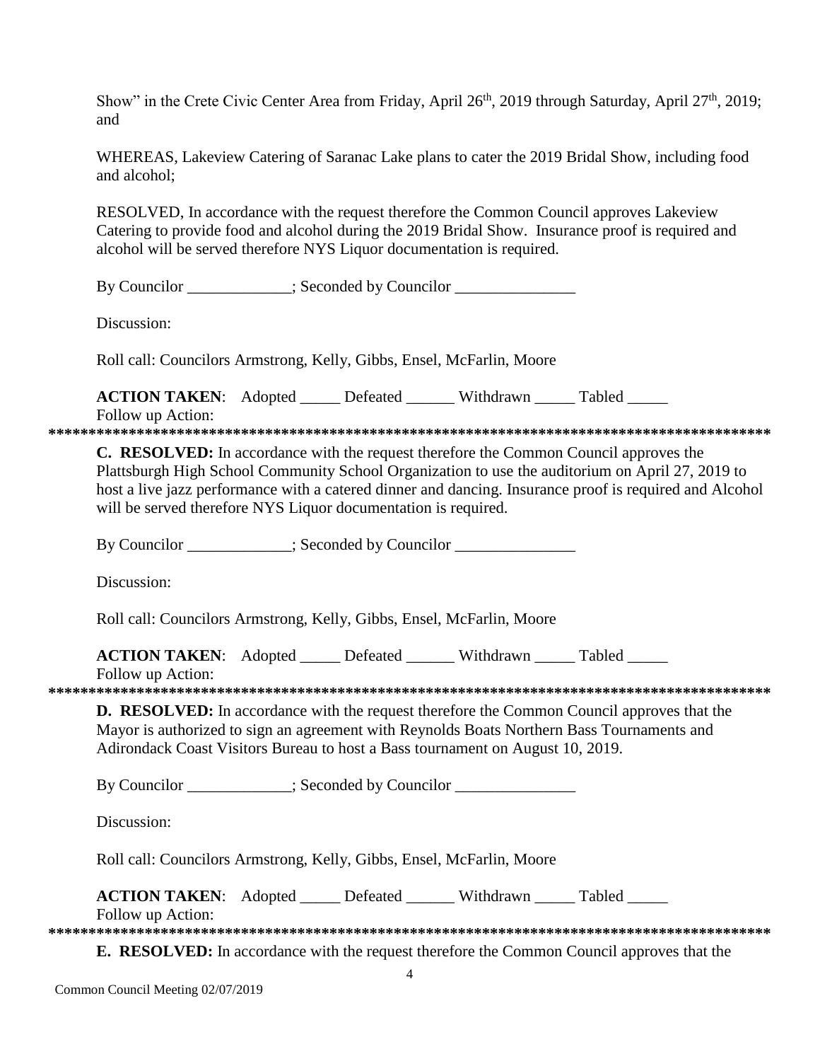Show" in the Crete Civic Center Area from Friday, April 26th, 2019 through Saturday, April 27th, 2019; and

WHEREAS, Lakeview Catering of Saranac Lake plans to cater the 2019 Bridal Show, including food and alcohol;

RESOLVED, In accordance with the request therefore the Common Council approves Lakeview Catering to provide food and alcohol during the 2019 Bridal Show. Insurance proof is required and alcohol will be served therefore NYS Liquor documentation is required.

By Councilor _____________; Seconded by Councilor _______________

Discussion:

Roll call: Councilors Armstrong, Kelly, Gibbs, Ensel, McFarlin, Moore

**ACTION TAKEN**: Adopted _____ Defeated ______ Withdrawn _____ Tabled _____
Follow up Action:

*******************************************************************************************

**C. RESOLVED:** In accordance with the request therefore the Common Council approves the Plattsburgh High School Community School Organization to use the auditorium on April 27, 2019 to host a live jazz performance with a catered dinner and dancing. Insurance proof is required and Alcohol will be served therefore NYS Liquor documentation is required.

By Councilor _____________; Seconded by Councilor _______________

Discussion:

Roll call: Councilors Armstrong, Kelly, Gibbs, Ensel, McFarlin, Moore

**ACTION TAKEN**: Adopted _____ Defeated ______ Withdrawn _____ Tabled _____
Follow up Action:

*******************************************************************************************

**D. RESOLVED:** In accordance with the request therefore the Common Council approves that the Mayor is authorized to sign an agreement with Reynolds Boats Northern Bass Tournaments and Adirondack Coast Visitors Bureau to host a Bass tournament on August 10, 2019.

By Councilor _____________; Seconded by Councilor _______________

Discussion:

Roll call: Councilors Armstrong, Kelly, Gibbs, Ensel, McFarlin, Moore

**ACTION TAKEN**: Adopted _____ Defeated ______ Withdrawn _____ Tabled _____
Follow up Action:

*******************************************************************************************

**E. RESOLVED:** In accordance with the request therefore the Common Council approves that the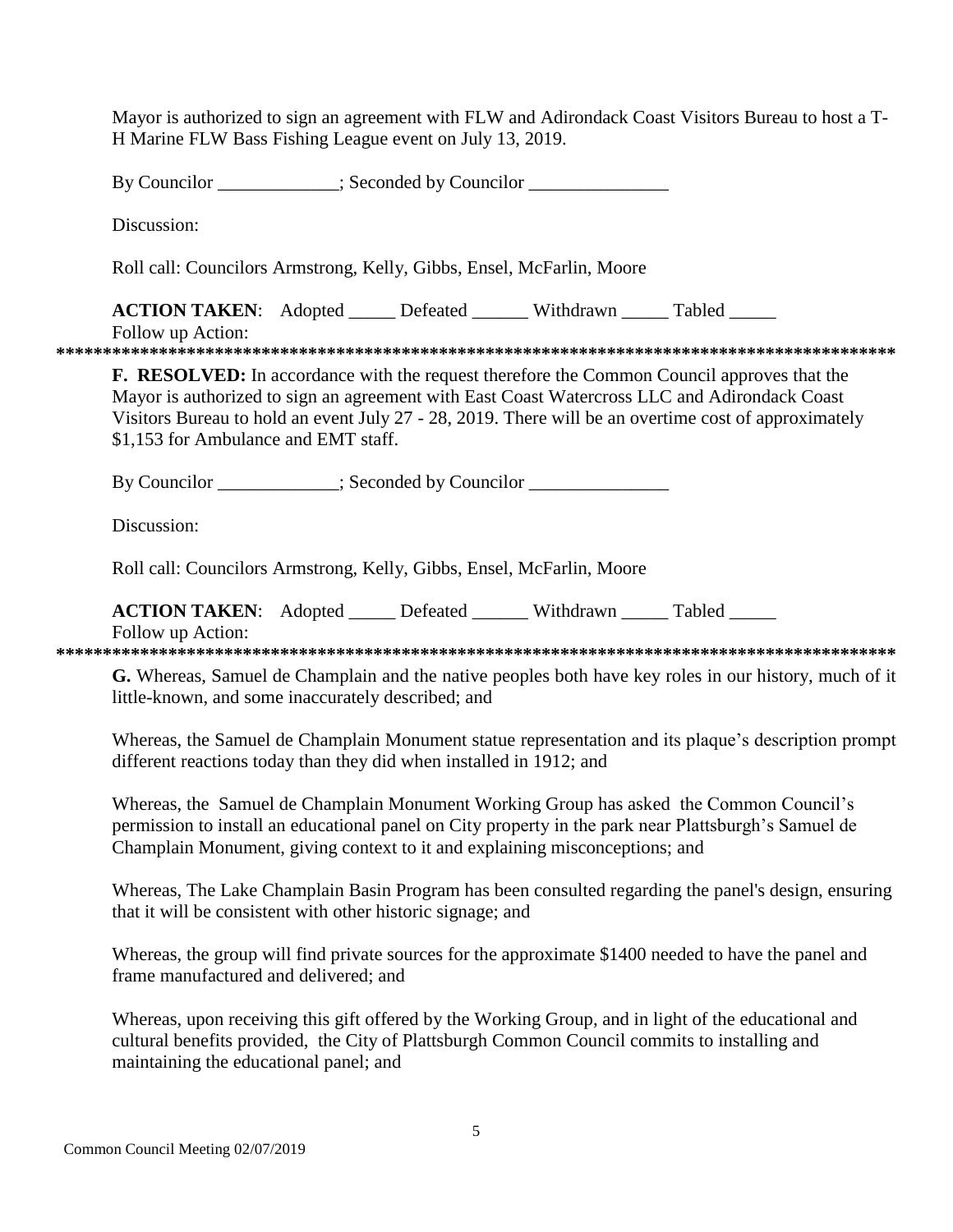Mayor is authorized to sign an agreement with FLW and Adirondack Coast Visitors Bureau to host a T-H Marine FLW Bass Fishing League event on July 13, 2019.

By Councilor _____________; Seconded by Councilor _______________

Discussion:

Roll call: Councilors Armstrong, Kelly, Gibbs, Ensel, McFarlin, Moore

**ACTION TAKEN**: Adopted _____ Defeated ______ Withdrawn _____ Tabled _____
Follow up Action:

*******************************************************************************************

**F. RESOLVED:** In accordance with the request therefore the Common Council approves that the Mayor is authorized to sign an agreement with East Coast Watercross LLC and Adirondack Coast Visitors Bureau to hold an event July 27 - 28, 2019. There will be an overtime cost of approximately $1,153 for Ambulance and EMT staff.

By Councilor _____________; Seconded by Councilor _______________

Discussion:

Roll call: Councilors Armstrong, Kelly, Gibbs, Ensel, McFarlin, Moore

**ACTION TAKEN**: Adopted _____ Defeated ______ Withdrawn _____ Tabled _____
Follow up Action:

*******************************************************************************************

**G.** Whereas, Samuel de Champlain and the native peoples both have key roles in our history, much of it little-known, and some inaccurately described; and

Whereas, the Samuel de Champlain Monument statue representation and its plaque's description prompt different reactions today than they did when installed in 1912; and

Whereas, the Samuel de Champlain Monument Working Group has asked the Common Council's permission to install an educational panel on City property in the park near Plattsburgh's Samuel de Champlain Monument, giving context to it and explaining misconceptions; and

Whereas, The Lake Champlain Basin Program has been consulted regarding the panel's design, ensuring that it will be consistent with other historic signage; and

Whereas, the group will find private sources for the approximate $1400 needed to have the panel and frame manufactured and delivered; and

Whereas, upon receiving this gift offered by the Working Group, and in light of the educational and cultural benefits provided, the City of Plattsburgh Common Council commits to installing and maintaining the educational panel; and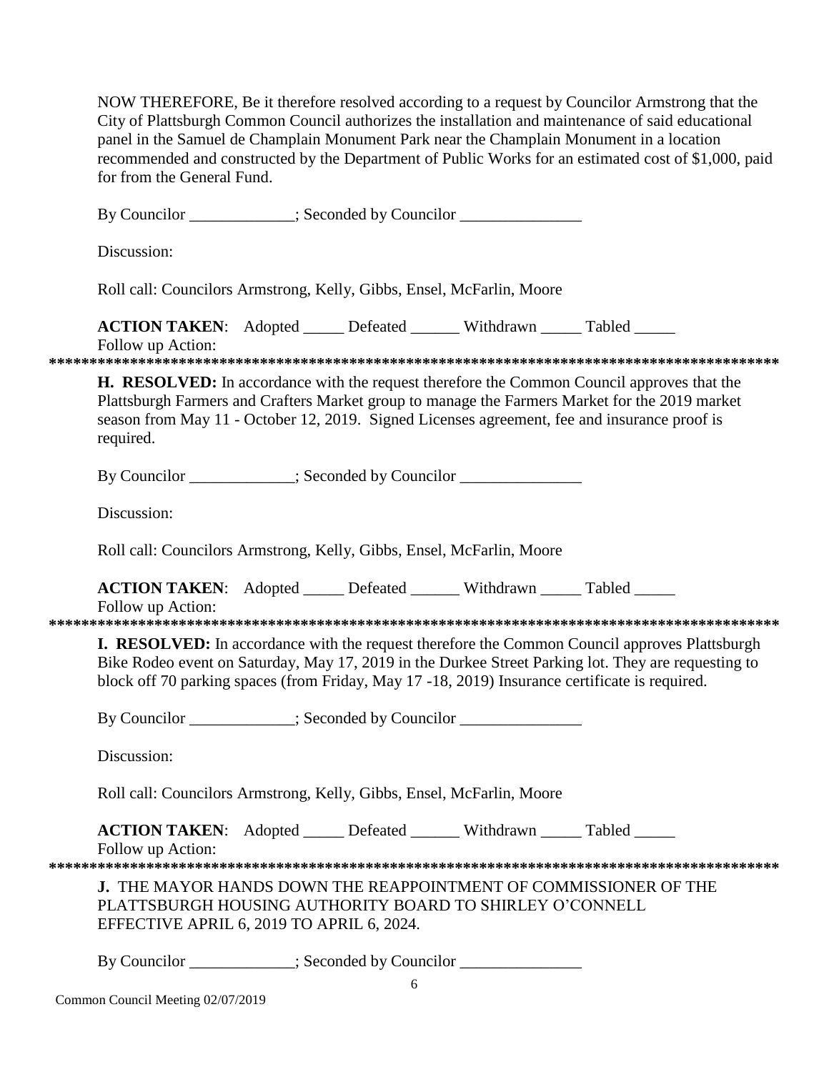NOW THEREFORE, Be it therefore resolved according to a request by Councilor Armstrong that the City of Plattsburgh Common Council authorizes the installation and maintenance of said educational panel in the Samuel de Champlain Monument Park near the Champlain Monument in a location recommended and constructed by the Department of Public Works for an estimated cost of $1,000, paid for from the General Fund.

By Councilor _____________; Seconded by Councilor _______________

Discussion:

Roll call: Councilors Armstrong, Kelly, Gibbs, Ensel, McFarlin, Moore

**ACTION TAKEN**: Adopted _____ Defeated ______ Withdrawn _____ Tabled _____
Follow up Action:

*******************************************************************************************

**H. RESOLVED:** In accordance with the request therefore the Common Council approves that the Plattsburgh Farmers and Crafters Market group to manage the Farmers Market for the 2019 market season from May 11 - October 12, 2019. Signed Licenses agreement, fee and insurance proof is required.

By Councilor _____________; Seconded by Councilor _______________

Discussion:

Roll call: Councilors Armstrong, Kelly, Gibbs, Ensel, McFarlin, Moore

**ACTION TAKEN**: Adopted _____ Defeated ______ Withdrawn _____ Tabled _____
Follow up Action:

*******************************************************************************************

**I. RESOLVED:** In accordance with the request therefore the Common Council approves Plattsburgh Bike Rodeo event on Saturday, May 17, 2019 in the Durkee Street Parking lot. They are requesting to block off 70 parking spaces (from Friday, May 17 -18, 2019) Insurance certificate is required.

By Councilor _____________; Seconded by Councilor _______________

Discussion:

Roll call: Councilors Armstrong, Kelly, Gibbs, Ensel, McFarlin, Moore

**ACTION TAKEN**: Adopted _____ Defeated ______ Withdrawn _____ Tabled _____
Follow up Action:

*******************************************************************************************

**J.** THE MAYOR HANDS DOWN THE REAPPOINTMENT OF COMMISSIONER OF THE PLATTSBURGH HOUSING AUTHORITY BOARD TO SHIRLEY O'CONNELL EFFECTIVE APRIL 6, 2019 TO APRIL 6, 2024.

By Councilor _____________; Seconded by Councilor _______________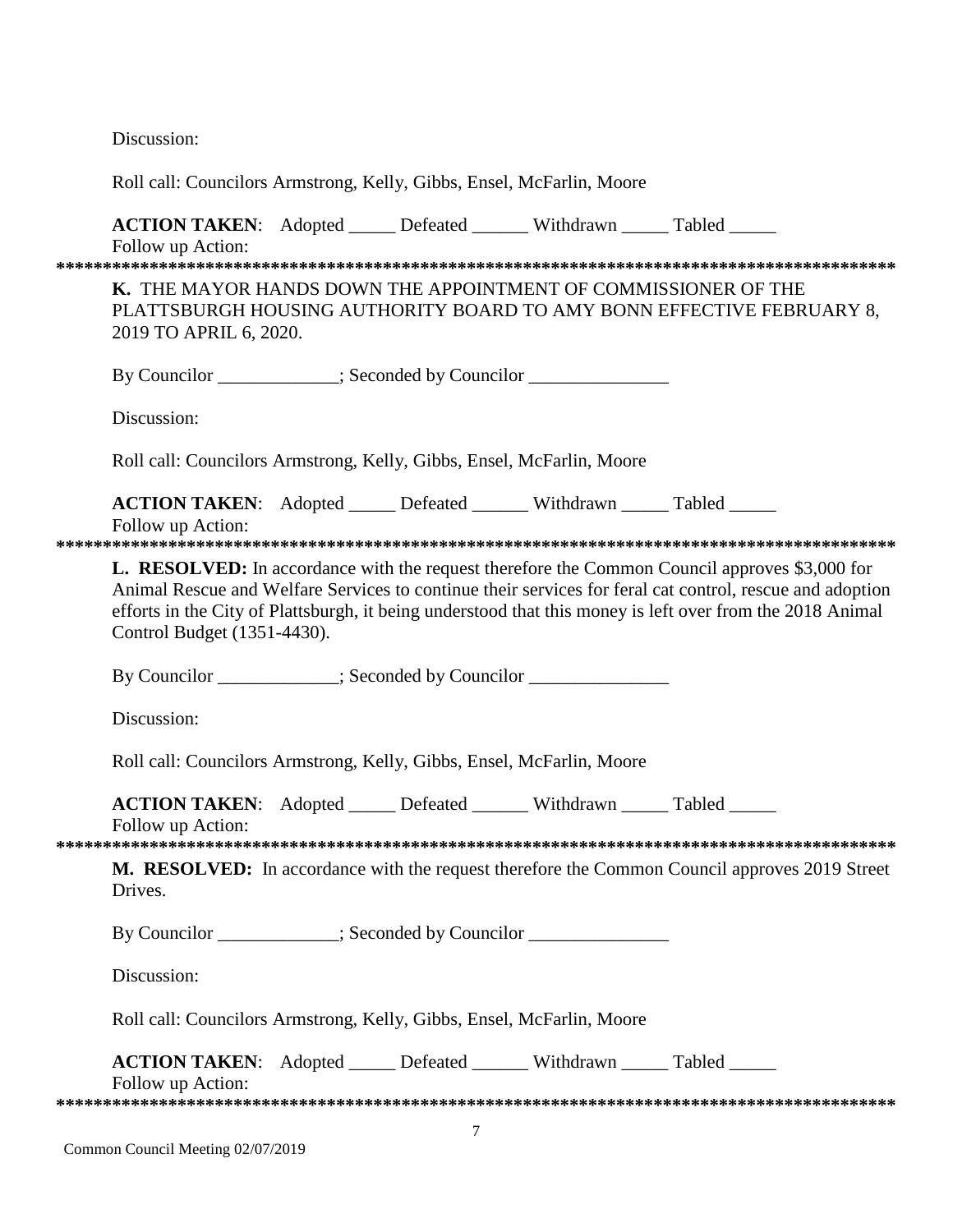Discussion:

Roll call: Councilors Armstrong, Kelly, Gibbs, Ensel, McFarlin, Moore

**ACTION TAKEN**: Adopted _____ Defeated ______ Withdrawn _____ Tabled _____
Follow up Action:

*******************************************************************************************

**K.** THE MAYOR HANDS DOWN THE APPOINTMENT OF COMMISSIONER OF THE PLATTSBURGH HOUSING AUTHORITY BOARD TO AMY BONN EFFECTIVE FEBRUARY 8, 2019 TO APRIL 6, 2020.

By Councilor _____________; Seconded by Councilor _______________

Discussion:

Roll call: Councilors Armstrong, Kelly, Gibbs, Ensel, McFarlin, Moore

**ACTION TAKEN**: Adopted _____ Defeated ______ Withdrawn _____ Tabled _____
Follow up Action:

*******************************************************************************************

**L. RESOLVED:** In accordance with the request therefore the Common Council approves $3,000 for Animal Rescue and Welfare Services to continue their services for feral cat control, rescue and adoption efforts in the City of Plattsburgh, it being understood that this money is left over from the 2018 Animal Control Budget (1351-4430).

By Councilor _____________; Seconded by Councilor _______________

Discussion:

Roll call: Councilors Armstrong, Kelly, Gibbs, Ensel, McFarlin, Moore

**ACTION TAKEN**: Adopted _____ Defeated ______ Withdrawn _____ Tabled _____
Follow up Action:

*******************************************************************************************

**M. RESOLVED:** In accordance with the request therefore the Common Council approves 2019 Street Drives.

By Councilor _____________; Seconded by Councilor _______________

Discussion:

Roll call: Councilors Armstrong, Kelly, Gibbs, Ensel, McFarlin, Moore

**ACTION TAKEN**: Adopted _____ Defeated ______ Withdrawn _____ Tabled _____
Follow up Action:

*******************************************************************************************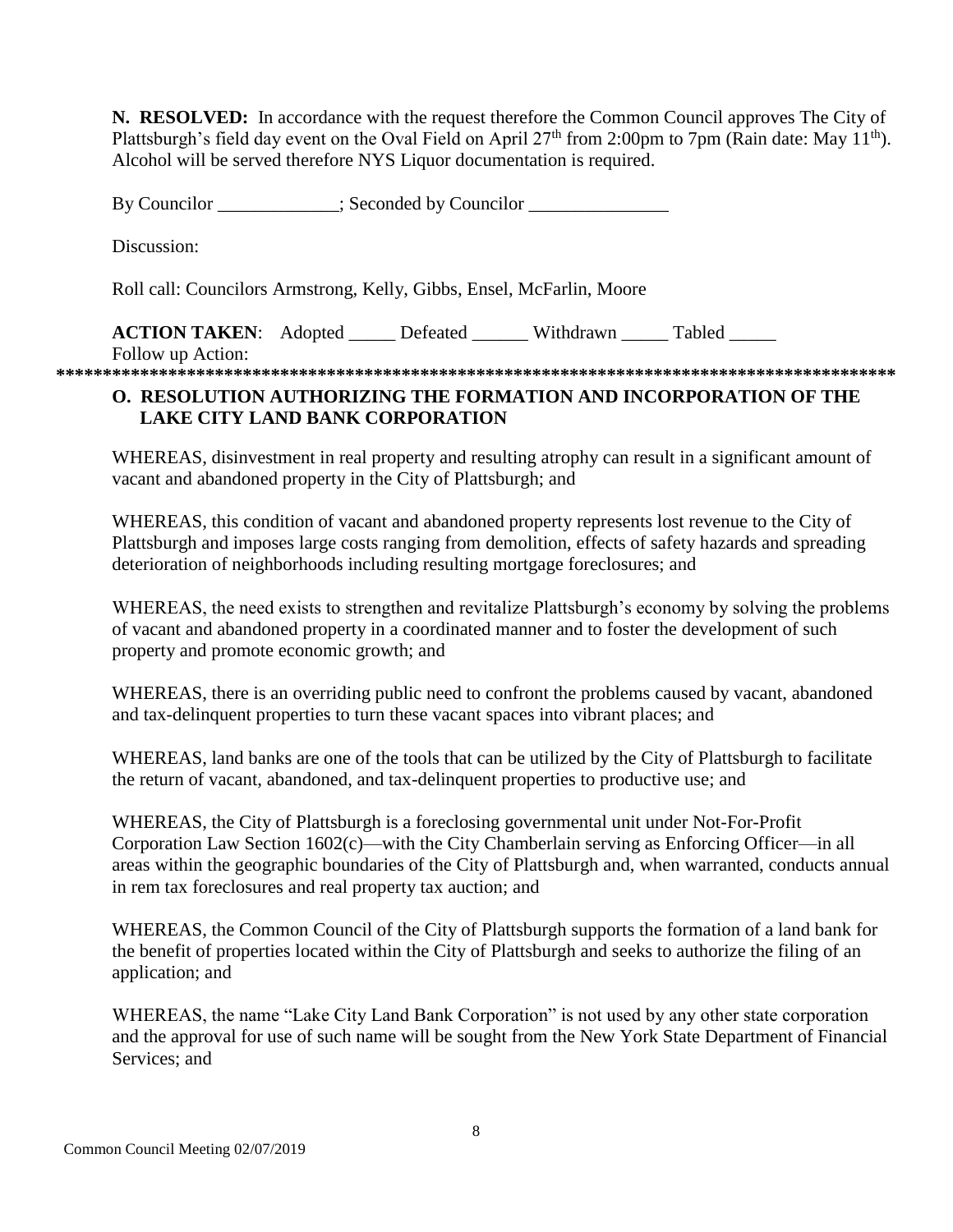**N. RESOLVED:** In accordance with the request therefore the Common Council approves The City of Plattsburgh's field day event on the Oval Field on April 27th from 2:00pm to 7pm (Rain date: May 11th). Alcohol will be served therefore NYS Liquor documentation is required.

By Councilor _____________; Seconded by Councilor _______________

Discussion:

Roll call: Councilors Armstrong, Kelly, Gibbs, Ensel, McFarlin, Moore

**ACTION TAKEN**: Adopted _____ Defeated ______ Withdrawn _____ Tabled _____
Follow up Action:

*******************************************************************************************

**O. RESOLUTION AUTHORIZING THE FORMATION AND INCORPORATION OF THE LAKE CITY LAND BANK CORPORATION**

WHEREAS, disinvestment in real property and resulting atrophy can result in a significant amount of vacant and abandoned property in the City of Plattsburgh; and

WHEREAS, this condition of vacant and abandoned property represents lost revenue to the City of Plattsburgh and imposes large costs ranging from demolition, effects of safety hazards and spreading deterioration of neighborhoods including resulting mortgage foreclosures; and

WHEREAS, the need exists to strengthen and revitalize Plattsburgh's economy by solving the problems of vacant and abandoned property in a coordinated manner and to foster the development of such property and promote economic growth; and

WHEREAS, there is an overriding public need to confront the problems caused by vacant, abandoned and tax-delinquent properties to turn these vacant spaces into vibrant places; and

WHEREAS, land banks are one of the tools that can be utilized by the City of Plattsburgh to facilitate the return of vacant, abandoned, and tax-delinquent properties to productive use; and

WHEREAS, the City of Plattsburgh is a foreclosing governmental unit under Not-For-Profit Corporation Law Section 1602(c)—with the City Chamberlain serving as Enforcing Officer—in all areas within the geographic boundaries of the City of Plattsburgh and, when warranted, conducts annual in rem tax foreclosures and real property tax auction; and

WHEREAS, the Common Council of the City of Plattsburgh supports the formation of a land bank for the benefit of properties located within the City of Plattsburgh and seeks to authorize the filing of an application; and

WHEREAS, the name "Lake City Land Bank Corporation" is not used by any other state corporation and the approval for use of such name will be sought from the New York State Department of Financial Services; and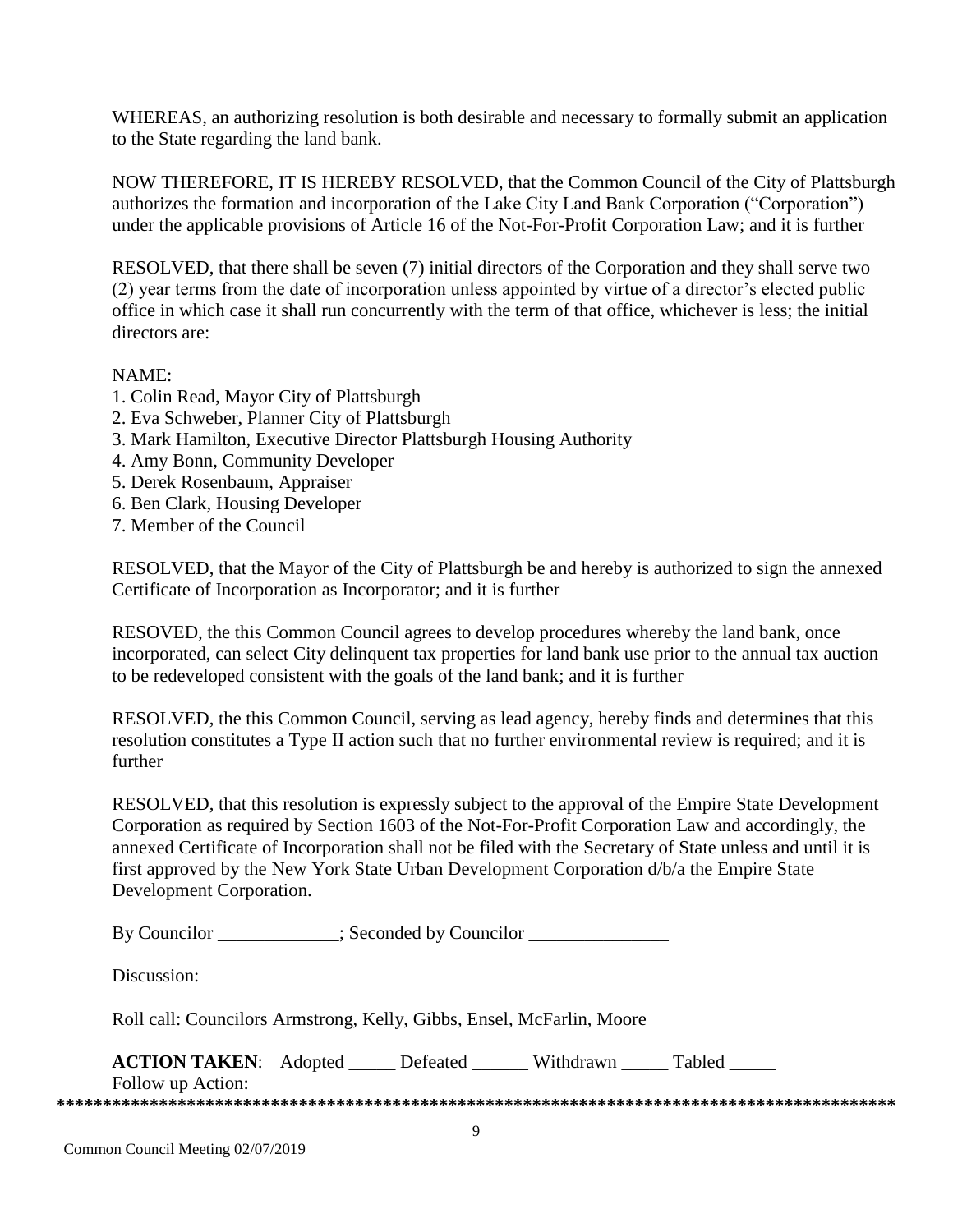WHEREAS, an authorizing resolution is both desirable and necessary to formally submit an application to the State regarding the land bank.

NOW THEREFORE, IT IS HEREBY RESOLVED, that the Common Council of the City of Plattsburgh authorizes the formation and incorporation of the Lake City Land Bank Corporation ("Corporation") under the applicable provisions of Article 16 of the Not-For-Profit Corporation Law; and it is further

RESOLVED, that there shall be seven (7) initial directors of the Corporation and they shall serve two (2) year terms from the date of incorporation unless appointed by virtue of a director's elected public office in which case it shall run concurrently with the term of that office, whichever is less; the initial directors are:

NAME:
1. Colin Read, Mayor City of Plattsburgh
2. Eva Schweber, Planner City of Plattsburgh
3. Mark Hamilton, Executive Director Plattsburgh Housing Authority
4. Amy Bonn, Community Developer
5. Derek Rosenbaum, Appraiser
6. Ben Clark, Housing Developer
7. Member of the Council

RESOLVED, that the Mayor of the City of Plattsburgh be and hereby is authorized to sign the annexed Certificate of Incorporation as Incorporator; and it is further

RESOVED, the this Common Council agrees to develop procedures whereby the land bank, once incorporated, can select City delinquent tax properties for land bank use prior to the annual tax auction to be redeveloped consistent with the goals of the land bank; and it is further

RESOLVED, the this Common Council, serving as lead agency, hereby finds and determines that this resolution constitutes a Type II action such that no further environmental review is required; and it is further

RESOLVED, that this resolution is expressly subject to the approval of the Empire State Development Corporation as required by Section 1603 of the Not-For-Profit Corporation Law and accordingly, the annexed Certificate of Incorporation shall not be filed with the Secretary of State unless and until it is first approved by the New York State Urban Development Corporation d/b/a the Empire State Development Corporation.

By Councilor _____________; Seconded by Councilor _______________

Discussion:

Roll call: Councilors Armstrong, Kelly, Gibbs, Ensel, McFarlin, Moore

**ACTION TAKEN**: Adopted _____ Defeated ______ Withdrawn _____ Tabled _____
Follow up Action:

*******************************************************************************************

Common Council Meeting 02/07/2019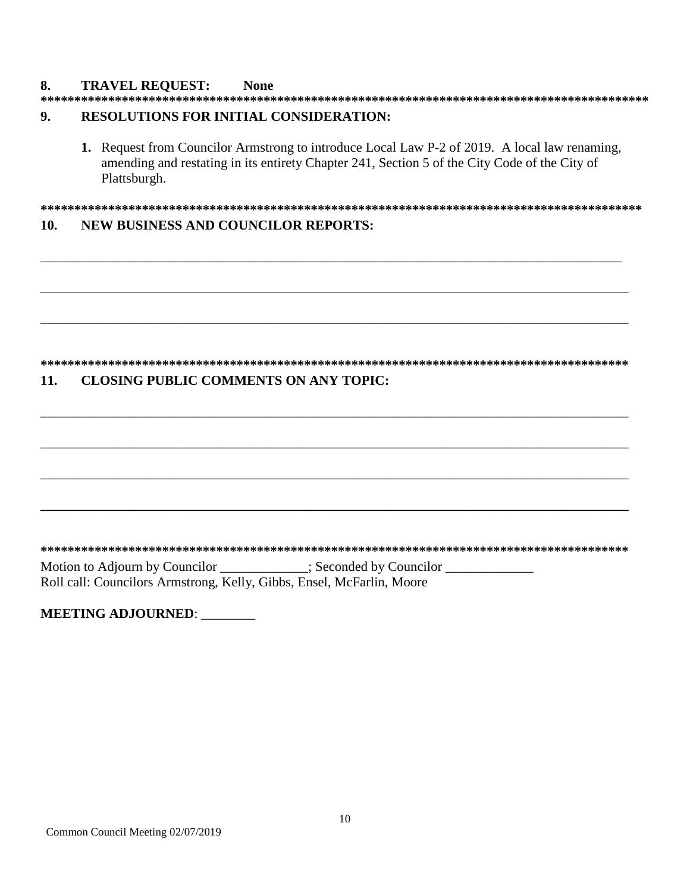**8. TRAVEL REQUEST: None**

*************************************************************************************************

**9. RESOLUTIONS FOR INITIAL CONSIDERATION:**

1. Request from Councilor Armstrong to introduce Local Law P-2 of 2019. A local law renaming, amending and restating in its entirety Chapter 241, Section 5 of the City Code of the City of Plattsburgh.

*************************************************************************************************

**10. NEW BUSINESS AND COUNCILOR REPORTS:**

_______________________________________________________________________________

_______________________________________________________________________________

_______________________________________________________________________________

*************************************************************************************************

**11. CLOSING PUBLIC COMMENTS ON ANY TOPIC:**

_______________________________________________________________________________

_______________________________________________________________________________

_______________________________________________________________________________

_______________________________________________________________________________

*************************************************************************************************

Motion to Adjourn by Councilor _____________; Seconded by Councilor _____________
Roll call: Councilors Armstrong, Kelly, Gibbs, Ensel, McFarlin, Moore

**MEETING ADJOURNED**: ________